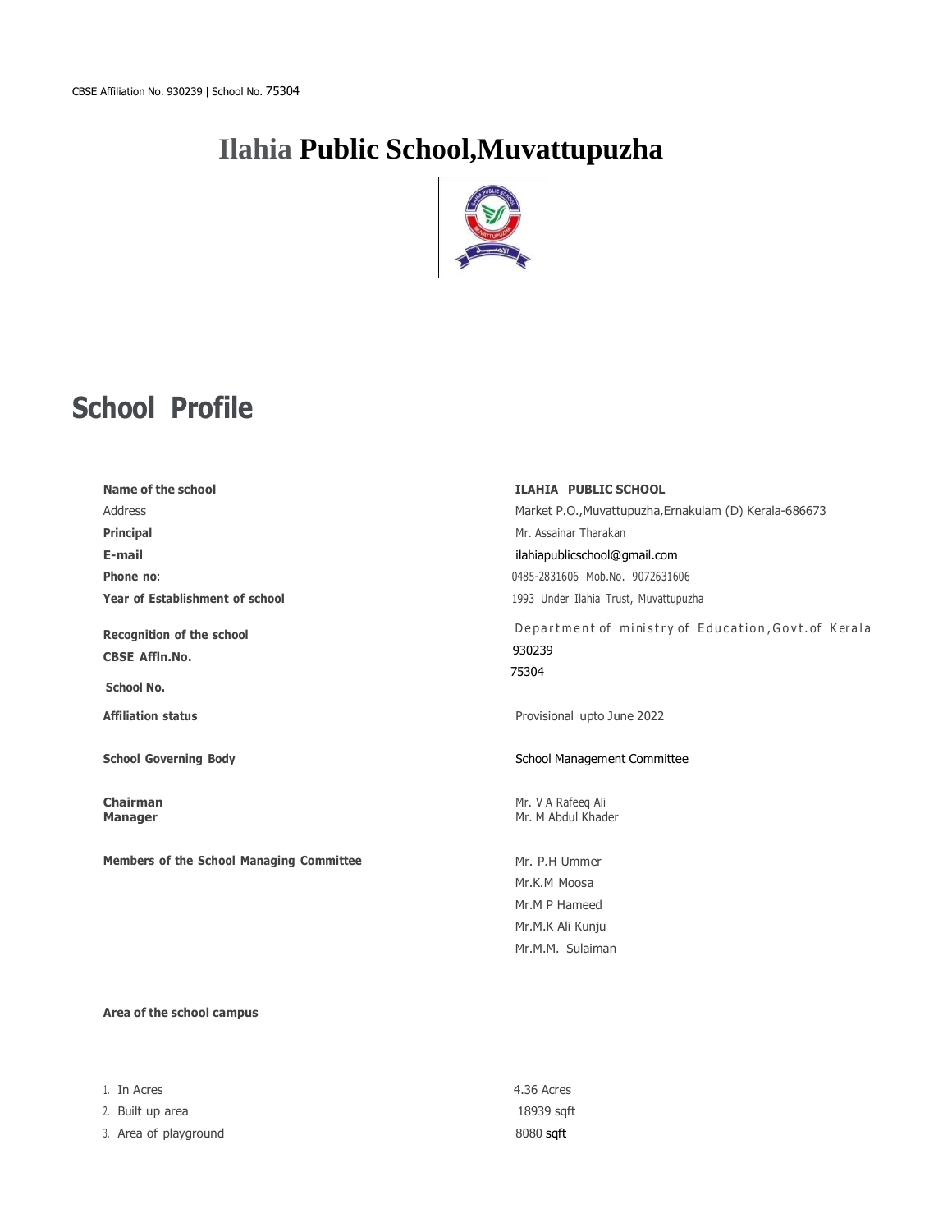CBSE Affiliation No. 930239 | School No. 75304

# Ilahia Public School,Muvattupuzha

## School Profile

| | |
|---|---|
| **Name of the school** | **ILAHIA PUBLIC SCHOOL** |
| Address | Market P.O.,Muvattupuzha,Ernakulam (D) Kerala-686673 |
| **Principal** | Mr. Assainar Tharakan |
| **E-mail** | ilahiapublicschool@gmail.com |
| **Phone no**: | 0485-2831606 Mob.No. 9072631606 |
| **Year of Establishment of school** | 1993 Under Ilahia Trust, Muvattupuzha |
| **Recognition of the school** | Department of ministry of Education,Govt.of Kerala |
| **CBSE Affln.No.** | 930239 |
| **School No.** | 75304 |
| **Affiliation status** | Provisional upto June 2022 |
| **School Governing Body** | School Management Committee |
| **Chairman** | Mr. V A Rafeeq Ali |
| **Manager** | Mr. M Abdul Khader |
| **Members of the School Managing Committee** | Mr. P.H Ummer<br>Mr.K.M Moosa<br>Mr.M P Hameed<br>Mr.M.K Ali Kunju<br>Mr.M.M. Sulaiman |

**Area of the school campus**

| | |
|---|---|
| 1. In Acres | 4.36 Acres |
| 2. Built up area | 18939 sqft |
| 3. Area of playground | 8080 sqft |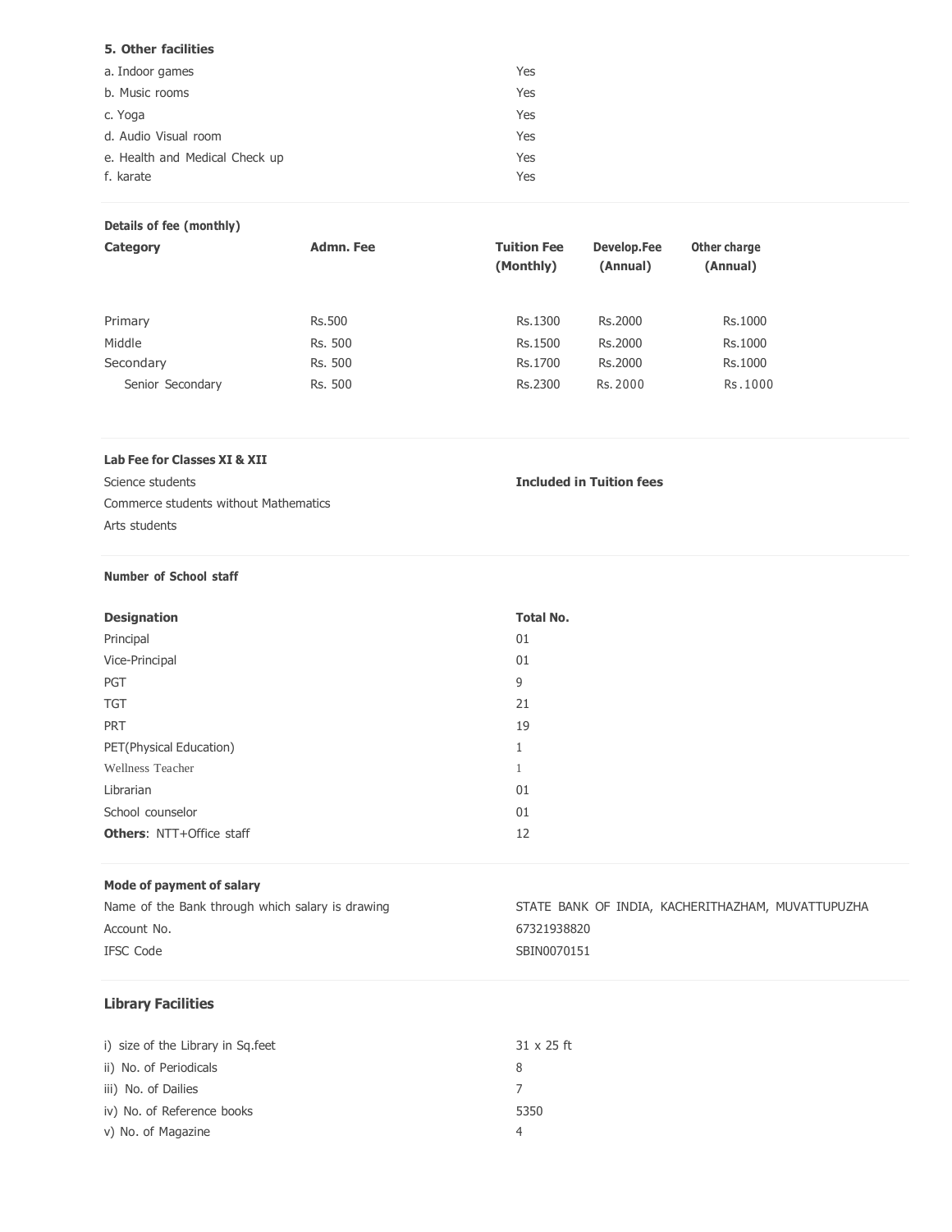**5. Other facilities**

| | |
|---|---|
| a. Indoor games | Yes |
| b. Music rooms | Yes |
| c. Yoga | Yes |
| d. Audio Visual room | Yes |
| e. Health and Medical Check up | Yes |
| f. karate | Yes |

**Details of fee (monthly)**

| Category | Admn. Fee | Tuition Fee (Monthly) | Develop.Fee (Annual) | Other charge (Annual) |
|---|---|---|---|---|
| Primary | Rs.500 | Rs.1300 | Rs.2000 | Rs.1000 |
| Middle | Rs. 500 | Rs.1500 | Rs.2000 | Rs.1000 |
| Secondary | Rs. 500 | Rs.1700 | Rs.2000 | Rs.1000 |
| Senior Secondary | Rs. 500 | Rs.2300 | Rs. 2000 | Rs.1000 |

**Lab Fee for Classes XI & XII**

| | |
|---|---|
| Science students | **Included in Tuition fees** |
| Commerce students without Mathematics | |
| Arts students | |

**Number of School staff**

| Designation | Total No. |
|---|---|
| Principal | 01 |
| Vice-Principal | 01 |
| PGT | 9 |
| TGT | 21 |
| PRT | 19 |
| PET(Physical Education) | 1 |
| Wellness Teacher | 1 |
| Librarian | 01 |
| School counselor | 01 |
| **Others**: NTT+Office staff | 12 |

**Mode of payment of salary**

| | |
|---|---|
| Name of the Bank through which salary is drawing | STATE BANK OF INDIA, KACHERITHAZHAM, MUVATTUPUZHA |
| Account No. | 67321938820 |
| IFSC Code | SBIN0070151 |

## Library Facilities

| | |
|---|---|
| i) size of the Library in Sq.feet | 31 x 25 ft |
| ii) No. of Periodicals | 8 |
| iii) No. of Dailies | 7 |
| iv) No. of Reference books | 5350 |
| v) No. of Magazine | 4 |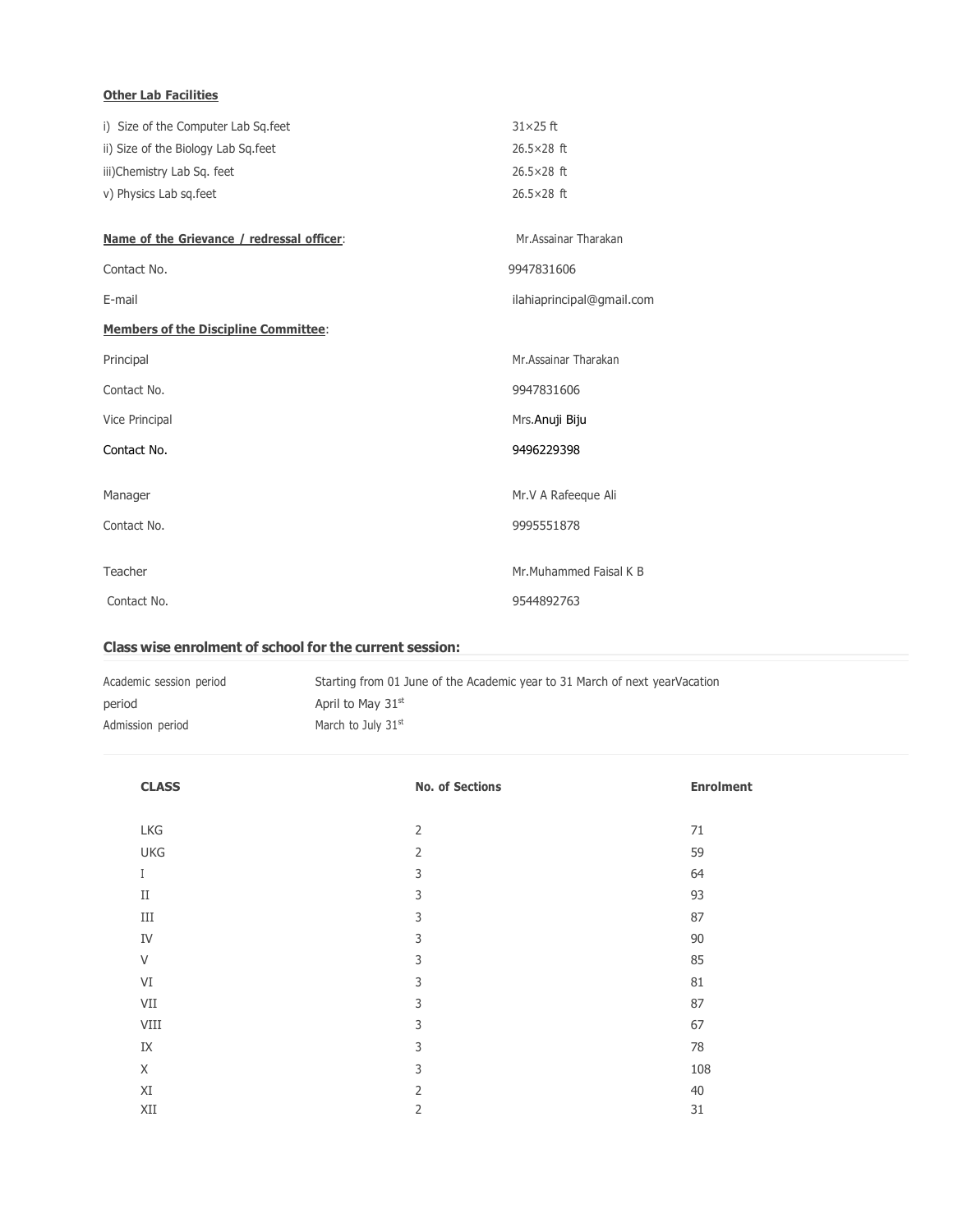**Other Lab Facilities**

| | |
|---|---|
| i) Size of the Computer Lab Sq.feet | 31×25 ft |
| ii) Size of the Biology Lab Sq.feet | 26.5×28 ft |
| iii)Chemistry Lab Sq. feet | 26.5×28 ft |
| v) Physics Lab sq.feet | 26.5×28 ft |

| | |
|---|---|
| **Name of the Grievance / redressal officer**: | Mr.Assainar Tharakan |
| Contact No. | 9947831606 |
| E-mail | ilahiaprincipal@gmail.com |

**Members of the Discipline Committee**:

| | |
|---|---|
| Principal | Mr.Assainar Tharakan |
| Contact No. | 9947831606 |
| Vice Principal | Mrs.Anuji Biju |
| Contact No. | 9496229398 |
| Manager | Mr.V A Rafeeque Ali |
| Contact No. | 9995551878 |
| Teacher | Mr.Muhammed Faisal K B |
| Contact No. | 9544892763 |

## Class wise enrolment of school for the current session:

| | |
|---|---|
| Academic session period | Starting from 01 June of the Academic year to 31 March of next year |
| Vacation period | April to May 31st |
| Admission period | March to July 31st |

| CLASS | No. of Sections | Enrolment |
|---|---|---|
| LKG | 2 | 71 |
| UKG | 2 | 59 |
| I | 3 | 64 |
| II | 3 | 93 |
| III | 3 | 87 |
| IV | 3 | 90 |
| V | 3 | 85 |
| VI | 3 | 81 |
| VII | 3 | 87 |
| VIII | 3 | 67 |
| IX | 3 | 78 |
| X | 3 | 108 |
| XI | 2 | 40 |
| XII | 2 | 31 |